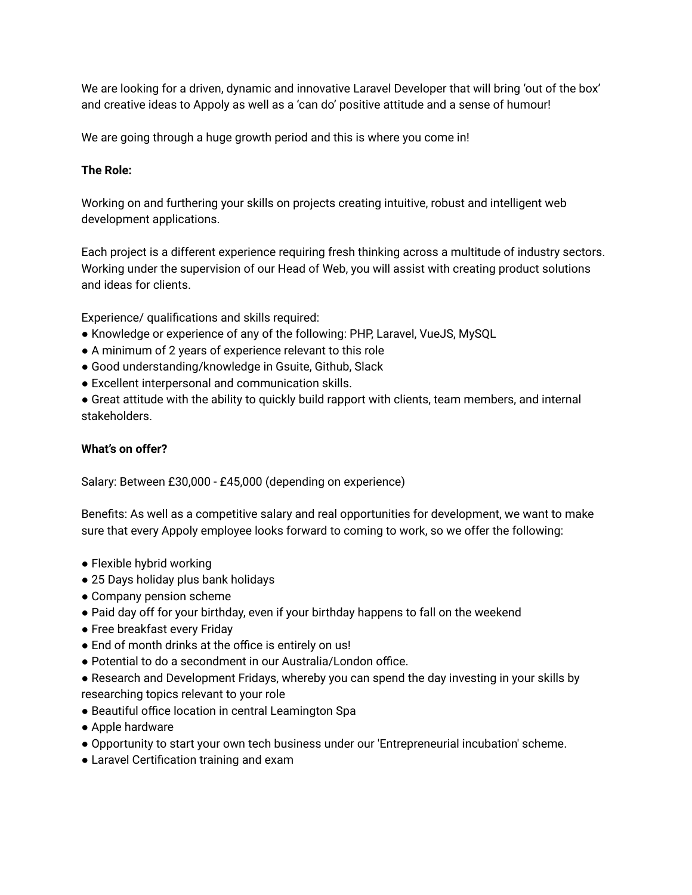We are looking for a driven, dynamic and innovative Laravel Developer that will bring 'out of the box' and creative ideas to Appoly as well as a 'can do' positive attitude and a sense of humour!

We are going through a huge growth period and this is where you come in!

**The Role:**

Working on and furthering your skills on projects creating intuitive, robust and intelligent web development applications.

Each project is a different experience requiring fresh thinking across a multitude of industry sectors. Working under the supervision of our Head of Web, you will assist with creating product solutions and ideas for clients.

Experience/ qualifications and skills required:

- Knowledge or experience of any of the following: PHP, Laravel, VueJS, MySQL
- A minimum of 2 years of experience relevant to this role
- Good understanding/knowledge in Gsuite, Github, Slack
- Excellent interpersonal and communication skills.
- Great attitude with the ability to quickly build rapport with clients, team members, and internal stakeholders.

**What's on offer?**

Salary: Between £30,000 - £45,000 (depending on experience)

Benefits: As well as a competitive salary and real opportunities for development, we want to make sure that every Appoly employee looks forward to coming to work, so we offer the following:

- Flexible hybrid working
- 25 Days holiday plus bank holidays
- Company pension scheme
- Paid day off for your birthday, even if your birthday happens to fall on the weekend
- Free breakfast every Friday
- End of month drinks at the office is entirely on us!
- Potential to do a secondment in our Australia/London office.
- Research and Development Fridays, whereby you can spend the day investing in your skills by researching topics relevant to your role
- Beautiful office location in central Leamington Spa
- Apple hardware
- Opportunity to start your own tech business under our 'Entrepreneurial incubation' scheme.
- Laravel Certification training and exam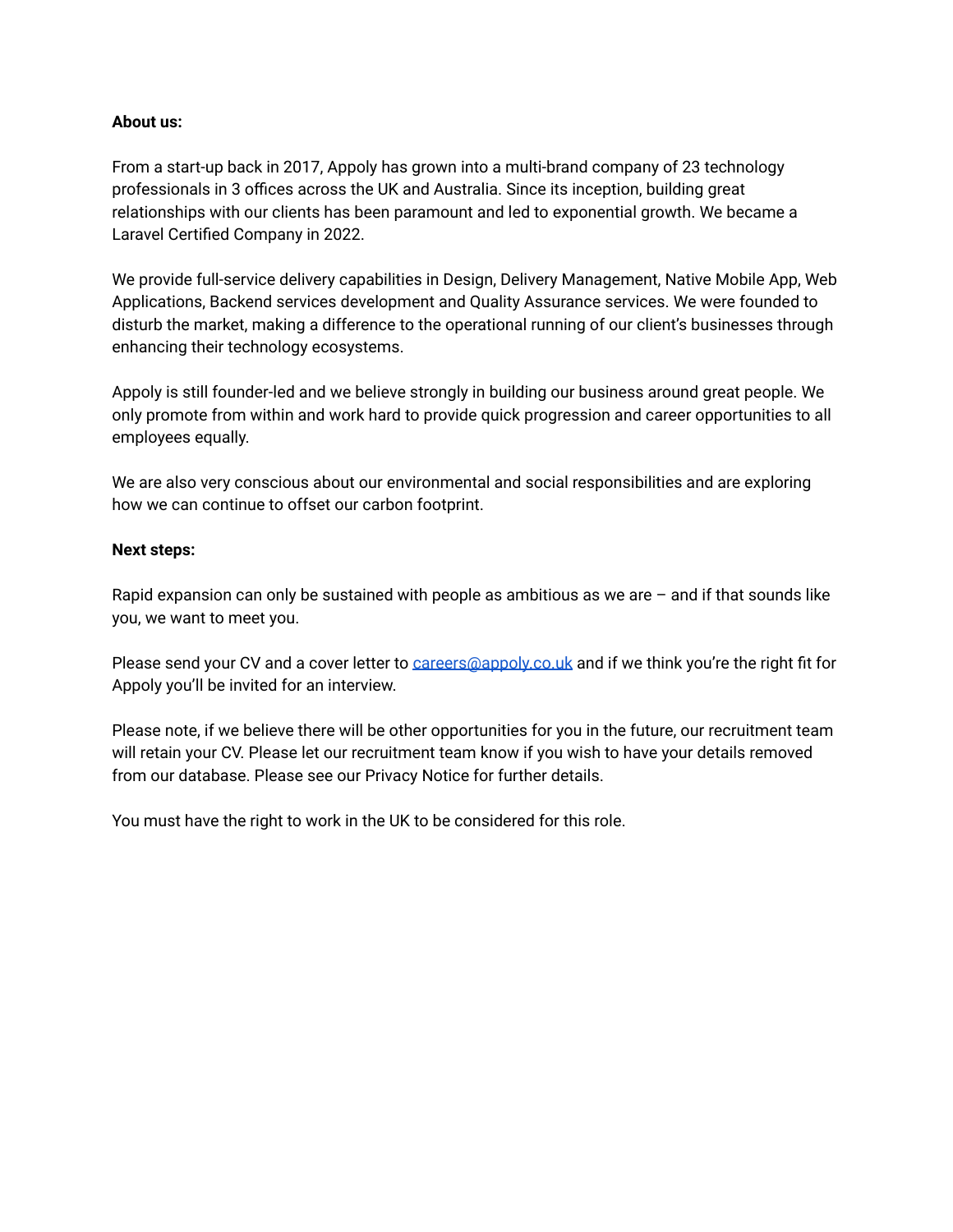**About us:**

From a start-up back in 2017, Appoly has grown into a multi-brand company of 23 technology professionals in 3 offices across the UK and Australia. Since its inception, building great relationships with our clients has been paramount and led to exponential growth. We became a Laravel Certified Company in 2022.

We provide full-service delivery capabilities in Design, Delivery Management, Native Mobile App, Web Applications, Backend services development and Quality Assurance services. We were founded to disturb the market, making a difference to the operational running of our client's businesses through enhancing their technology ecosystems.

Appoly is still founder-led and we believe strongly in building our business around great people. We only promote from within and work hard to provide quick progression and career opportunities to all employees equally.

We are also very conscious about our environmental and social responsibilities and are exploring how we can continue to offset our carbon footprint.

**Next steps:**

Rapid expansion can only be sustained with people as ambitious as we are – and if that sounds like you, we want to meet you.

Please send your CV and a cover letter to [careers@appoly.co.uk](mailto:careers@appoly.co.uk) and if we think you're the right fit for Appoly you'll be invited for an interview.

Please note, if we believe there will be other opportunities for you in the future, our recruitment team will retain your CV. Please let our recruitment team know if you wish to have your details removed from our database. Please see our Privacy Notice for further details.

You must have the right to work in the UK to be considered for this role.